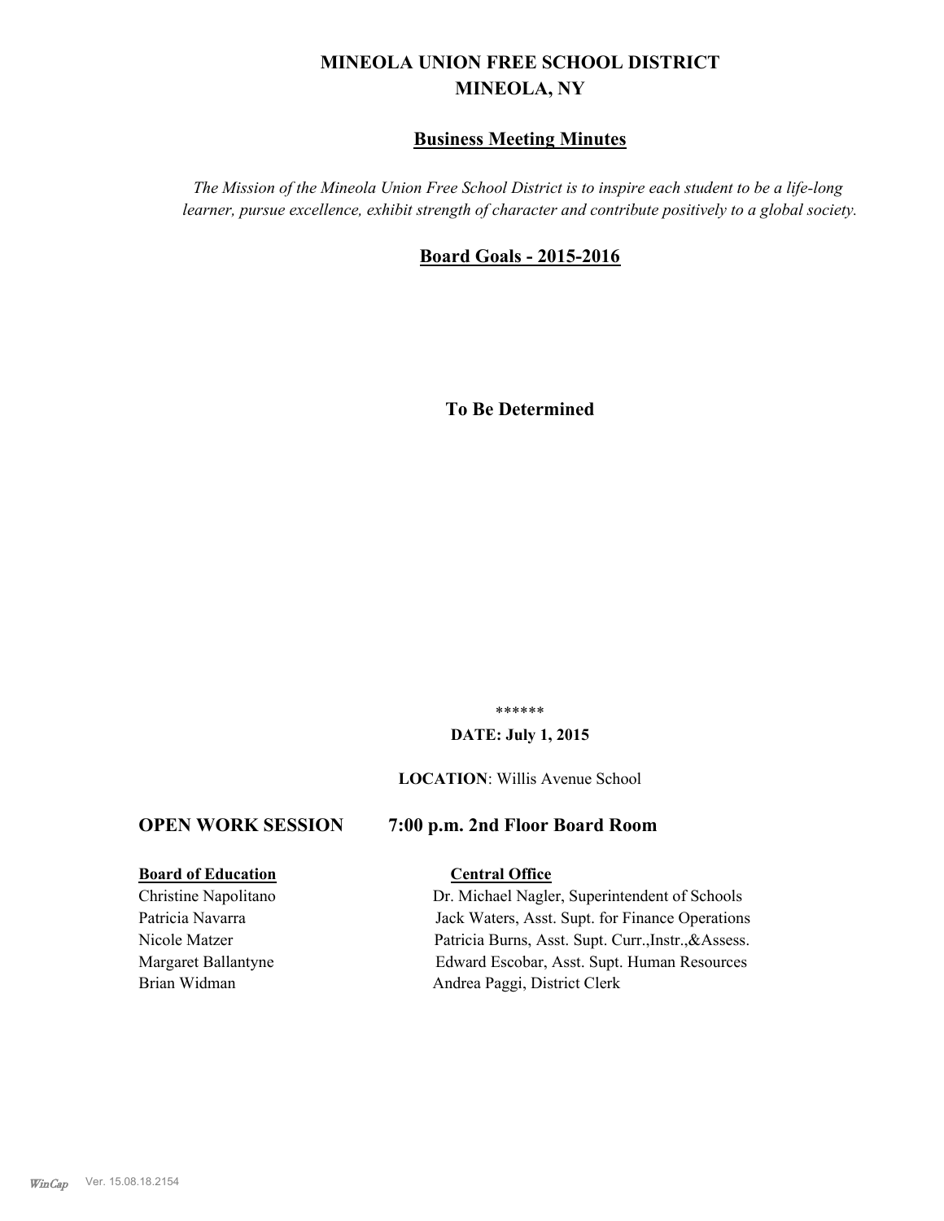# MINEOLA UNION FREE SCHOOL DISTRICT
# MINEOLA, NY

## Business Meeting Minutes

*The Mission of the Mineola Union Free School District is to inspire each student to be a life-long learner, pursue excellence, exhibit strength of character and contribute positively to a global society.*

## Board Goals - 2015-2016

**To Be Determined**

******

**DATE: July 1, 2015**

**LOCATION**: Willis Avenue School

### OPEN WORK SESSION 7:00 p.m. 2nd Floor Board Room

| **Board of Education** | **Central Office** |
|---|---|
| Christine Napolitano | Dr. Michael Nagler, Superintendent of Schools |
| Patricia Navarra | Jack Waters, Asst. Supt. for Finance Operations |
| Nicole Matzer | Patricia Burns, Asst. Supt. Curr.,Instr.,&Assess. |
| Margaret Ballantyne | Edward Escobar, Asst. Supt. Human Resources |
| Brian Widman | Andrea Paggi, District Clerk |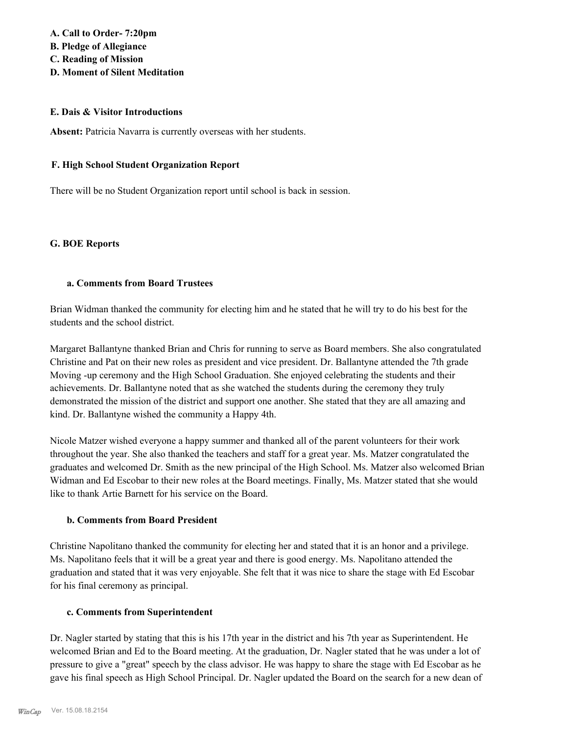**A. Call to Order- 7:20pm**
**B. Pledge of Allegiance**
**C. Reading of Mission**
**D. Moment of Silent Meditation**

**E. Dais & Visitor Introductions**

**Absent:** Patricia Navarra is currently overseas with her students.

**F. High School Student Organization Report**

There will be no Student Organization report until school is back in session.

**G. BOE Reports**

**a. Comments from Board Trustees**

Brian Widman thanked the community for electing him and he stated that he will try to do his best for the students and the school district.

Margaret Ballantyne thanked Brian and Chris for running to serve as Board members. She also congratulated Christine and Pat on their new roles as president and vice president. Dr. Ballantyne attended the 7th grade Moving -up ceremony and the High School Graduation. She enjoyed celebrating the students and their achievements. Dr. Ballantyne noted that as she watched the students during the ceremony they truly demonstrated the mission of the district and support one another. She stated that they are all amazing and kind. Dr. Ballantyne wished the community a Happy 4th.

Nicole Matzer wished everyone a happy summer and thanked all of the parent volunteers for their work throughout the year. She also thanked the teachers and staff for a great year. Ms. Matzer congratulated the graduates and welcomed Dr. Smith as the new principal of the High School. Ms. Matzer also welcomed Brian Widman and Ed Escobar to their new roles at the Board meetings. Finally, Ms. Matzer stated that she would like to thank Artie Barnett for his service on the Board.

**b. Comments from Board President**

Christine Napolitano thanked the community for electing her and stated that it is an honor and a privilege. Ms. Napolitano feels that it will be a great year and there is good energy. Ms. Napolitano attended the graduation and stated that it was very enjoyable. She felt that it was nice to share the stage with Ed Escobar for his final ceremony as principal.

**c. Comments from Superintendent**

Dr. Nagler started by stating that this is his 17th year in the district and his 7th year as Superintendent. He welcomed Brian and Ed to the Board meeting. At the graduation, Dr. Nagler stated that he was under a lot of pressure to give a "great" speech by the class advisor. He was happy to share the stage with Ed Escobar as he gave his final speech as High School Principal. Dr. Nagler updated the Board on the search for a new dean of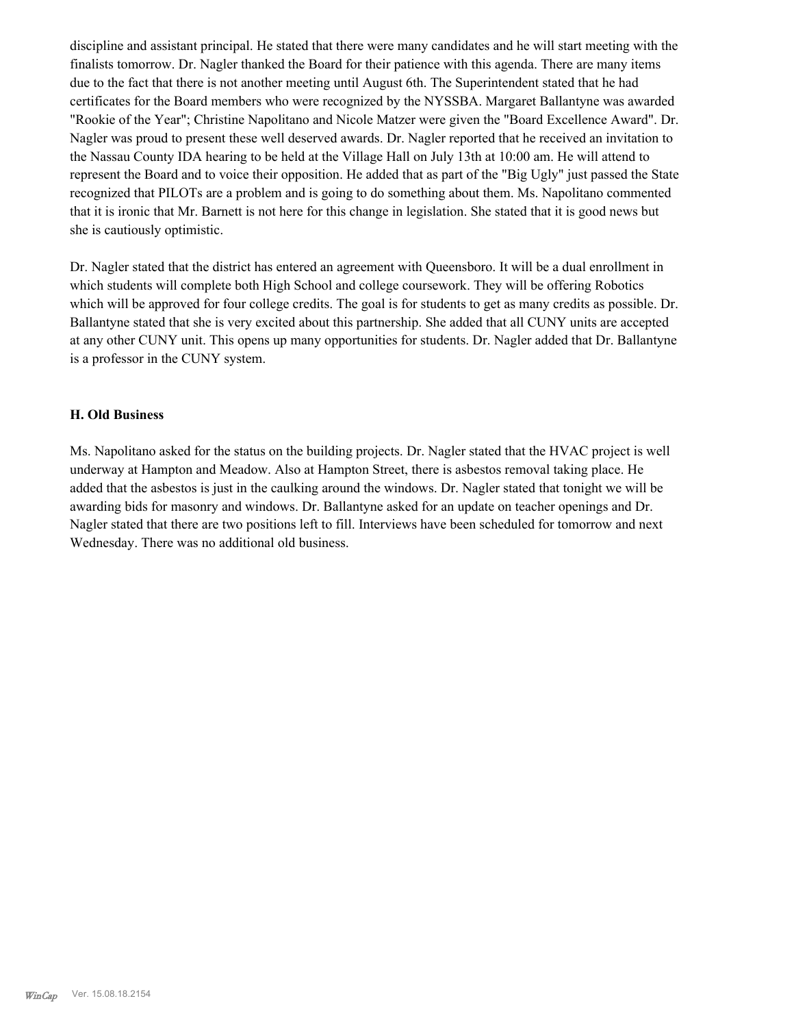discipline and assistant principal. He stated that there were many candidates and he will start meeting with the finalists tomorrow. Dr. Nagler thanked the Board for their patience with this agenda. There are many items due to the fact that there is not another meeting until August 6th. The Superintendent stated that he had certificates for the Board members who were recognized by the NYSSBA. Margaret Ballantyne was awarded "Rookie of the Year"; Christine Napolitano and Nicole Matzer were given the "Board Excellence Award". Dr. Nagler was proud to present these well deserved awards. Dr. Nagler reported that he received an invitation to the Nassau County IDA hearing to be held at the Village Hall on July 13th at 10:00 am. He will attend to represent the Board and to voice their opposition. He added that as part of the "Big Ugly" just passed the State recognized that PILOTs are a problem and is going to do something about them. Ms. Napolitano commented that it is ironic that Mr. Barnett is not here for this change in legislation. She stated that it is good news but she is cautiously optimistic.

Dr. Nagler stated that the district has entered an agreement with Queensboro. It will be a dual enrollment in which students will complete both High School and college coursework. They will be offering Robotics which will be approved for four college credits. The goal is for students to get as many credits as possible. Dr. Ballantyne stated that she is very excited about this partnership. She added that all CUNY units are accepted at any other CUNY unit. This opens up many opportunities for students. Dr. Nagler added that Dr. Ballantyne is a professor in the CUNY system.

### H. Old Business

Ms. Napolitano asked for the status on the building projects. Dr. Nagler stated that the HVAC project is well underway at Hampton and Meadow. Also at Hampton Street, there is asbestos removal taking place. He added that the asbestos is just in the caulking around the windows. Dr. Nagler stated that tonight we will be awarding bids for masonry and windows. Dr. Ballantyne asked for an update on teacher openings and Dr. Nagler stated that there are two positions left to fill. Interviews have been scheduled for tomorrow and next Wednesday. There was no additional old business.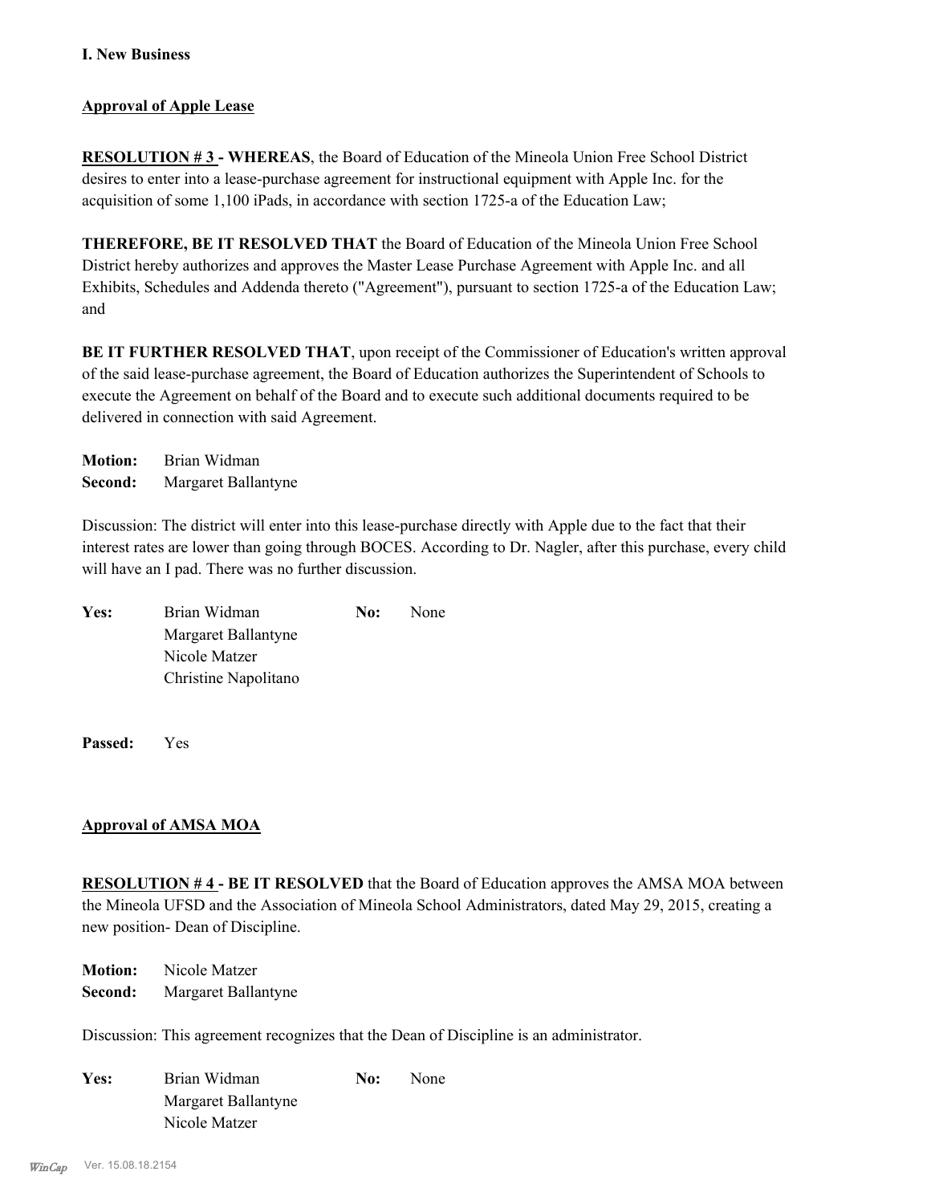**I. New Business**

**Approval of Apple Lease**

**RESOLUTION # 3 - WHEREAS**, the Board of Education of the Mineola Union Free School District desires to enter into a lease-purchase agreement for instructional equipment with Apple Inc. for the acquisition of some 1,100 iPads, in accordance with section 1725-a of the Education Law;

**THEREFORE, BE IT RESOLVED THAT** the Board of Education of the Mineola Union Free School District hereby authorizes and approves the Master Lease Purchase Agreement with Apple Inc. and all Exhibits, Schedules and Addenda thereto ("Agreement"), pursuant to section 1725-a of the Education Law; and

**BE IT FURTHER RESOLVED THAT**, upon receipt of the Commissioner of Education's written approval of the said lease-purchase agreement, the Board of Education authorizes the Superintendent of Schools to execute the Agreement on behalf of the Board and to execute such additional documents required to be delivered in connection with said Agreement.

**Motion:** Brian Widman
**Second:** Margaret Ballantyne

Discussion: The district will enter into this lease-purchase directly with Apple due to the fact that their interest rates are lower than going through BOCES. According to Dr. Nagler, after this purchase, every child will have an I pad. There was no further discussion.

| | | | |
|---|---|---|---|
| **Yes:** | Brian Widman | **No:** | None |
| | Margaret Ballantyne | | |
| | Nicole Matzer | | |
| | Christine Napolitano | | |

**Passed:** Yes

**Approval of AMSA MOA**

**RESOLUTION # 4 - BE IT RESOLVED** that the Board of Education approves the AMSA MOA between the Mineola UFSD and the Association of Mineola School Administrators, dated May 29, 2015, creating a new position- Dean of Discipline.

**Motion:** Nicole Matzer
**Second:** Margaret Ballantyne

Discussion: This agreement recognizes that the Dean of Discipline is an administrator.

| | | | |
|---|---|---|---|
| **Yes:** | Brian Widman | **No:** | None |
| | Margaret Ballantyne | | |
| | Nicole Matzer | | |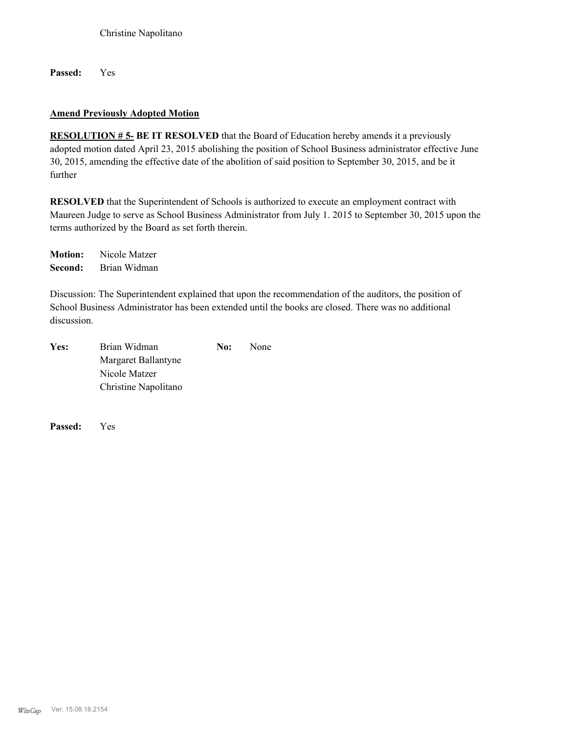Christine Napolitano

**Passed:** Yes

**Amend Previously Adopted Motion**

**RESOLUTION # 5- BE IT RESOLVED** that the Board of Education hereby amends it a previously adopted motion dated April 23, 2015 abolishing the position of School Business administrator effective June 30, 2015, amending the effective date of the abolition of said position to September 30, 2015, and be it further

**RESOLVED** that the Superintendent of Schools is authorized to execute an employment contract with Maureen Judge to serve as School Business Administrator from July 1. 2015 to September 30, 2015 upon the terms authorized by the Board as set forth therein.

**Motion:** Nicole Matzer
**Second:** Brian Widman

Discussion: The Superintendent explained that upon the recommendation of the auditors, the position of School Business Administrator has been extended until the books are closed. There was no additional discussion.

**Yes:** Brian Widman
Margaret Ballantyne
Nicole Matzer
Christine Napolitano

**No:** None

**Passed:** Yes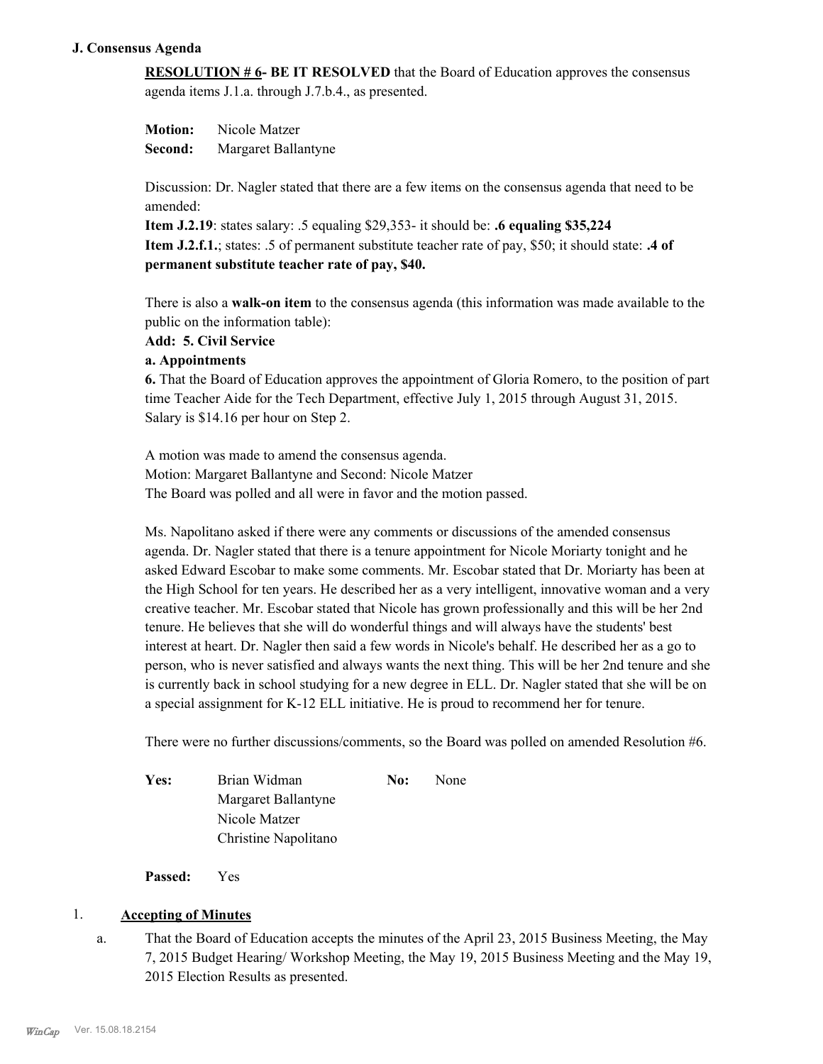### J. Consensus Agenda

**RESOLUTION # 6- BE IT RESOLVED** that the Board of Education approves the consensus agenda items J.1.a. through J.7.b.4., as presented.

**Motion:** Nicole Matzer
**Second:** Margaret Ballantyne

Discussion: Dr. Nagler stated that there are a few items on the consensus agenda that need to be amended:

**Item J.2.19**: states salary: .5 equaling $29,353- it should be: **.6 equaling $35,224**
**Item J.2.f.1.**; states: .5 of permanent substitute teacher rate of pay, $50; it should state: **.4 of permanent substitute teacher rate of pay, $40.**

There is also a **walk-on item** to the consensus agenda (this information was made available to the public on the information table):

**Add: 5. Civil Service**

**a. Appointments**

**6.** That the Board of Education approves the appointment of Gloria Romero, to the position of part time Teacher Aide for the Tech Department, effective July 1, 2015 through August 31, 2015. Salary is $14.16 per hour on Step 2.

A motion was made to amend the consensus agenda.
Motion: Margaret Ballantyne and Second: Nicole Matzer
The Board was polled and all were in favor and the motion passed.

Ms. Napolitano asked if there were any comments or discussions of the amended consensus agenda. Dr. Nagler stated that there is a tenure appointment for Nicole Moriarty tonight and he asked Edward Escobar to make some comments. Mr. Escobar stated that Dr. Moriarty has been at the High School for ten years. He described her as a very intelligent, innovative woman and a very creative teacher. Mr. Escobar stated that Nicole has grown professionally and this will be her 2nd tenure. He believes that she will do wonderful things and will always have the students' best interest at heart. Dr. Nagler then said a few words in Nicole's behalf. He described her as a go to person, who is never satisfied and always wants the next thing. This will be her 2nd tenure and she is currently back in school studying for a new degree in ELL. Dr. Nagler stated that she will be on a special assignment for K-12 ELL initiative. He is proud to recommend her for tenure.

There were no further discussions/comments, so the Board was polled on amended Resolution #6.

**Yes:** Brian Widman
Margaret Ballantyne
Nicole Matzer
Christine Napolitano

**No:** None

**Passed:** Yes

1. **Accepting of Minutes**

   a. That the Board of Education accepts the minutes of the April 23, 2015 Business Meeting, the May 7, 2015 Budget Hearing/ Workshop Meeting, the May 19, 2015 Business Meeting and the May 19, 2015 Election Results as presented.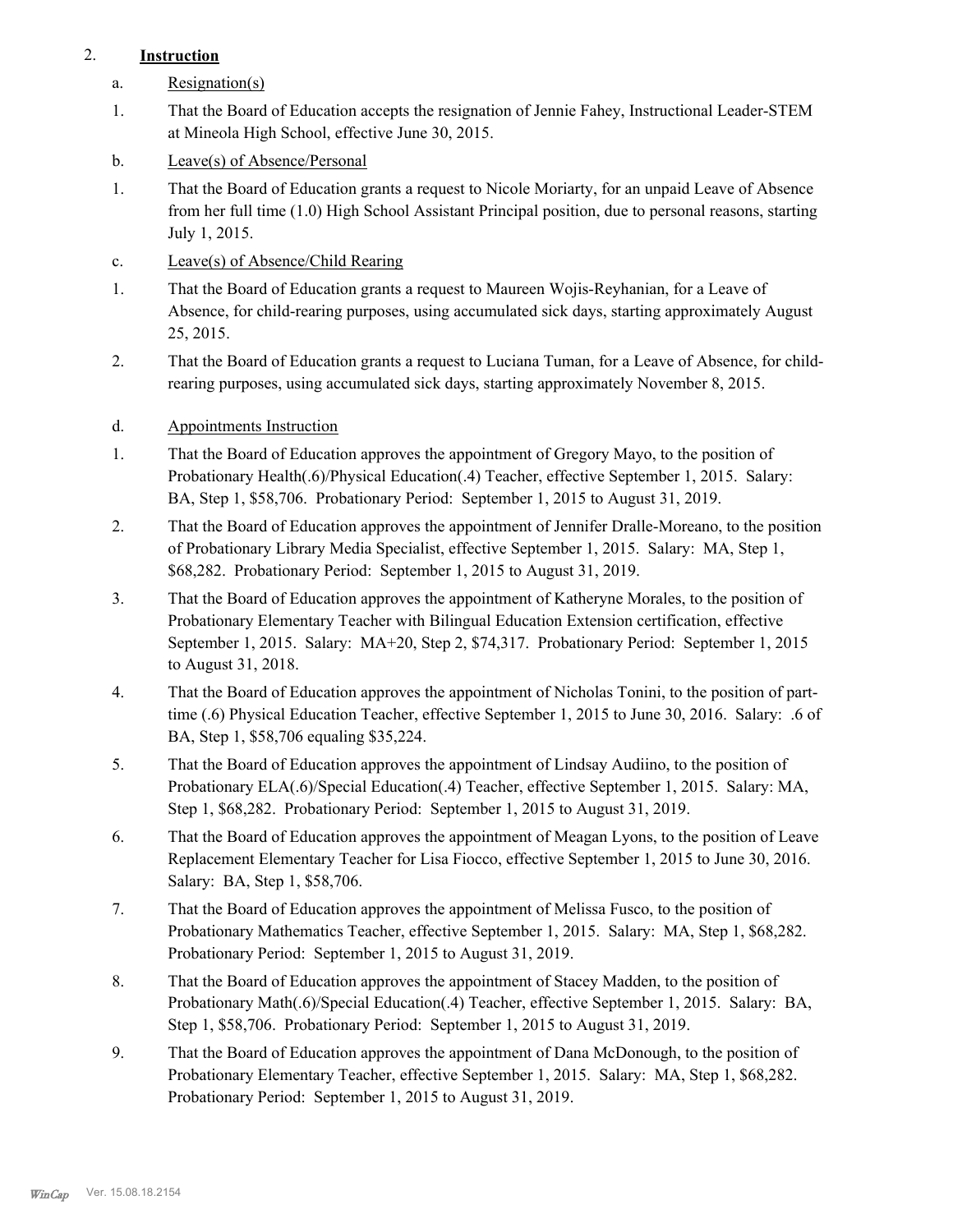2. **Instruction**

a. Resignation(s)

1. That the Board of Education accepts the resignation of Jennie Fahey, Instructional Leader-STEM at Mineola High School, effective June 30, 2015.

b. Leave(s) of Absence/Personal

1. That the Board of Education grants a request to Nicole Moriarty, for an unpaid Leave of Absence from her full time (1.0) High School Assistant Principal position, due to personal reasons, starting July 1, 2015.

c. Leave(s) of Absence/Child Rearing

1. That the Board of Education grants a request to Maureen Wojis-Reyhanian, for a Leave of Absence, for child-rearing purposes, using accumulated sick days, starting approximately August 25, 2015.

2. That the Board of Education grants a request to Luciana Tuman, for a Leave of Absence, for child-rearing purposes, using accumulated sick days, starting approximately November 8, 2015.

d. Appointments Instruction

1. That the Board of Education approves the appointment of Gregory Mayo, to the position of Probationary Health(.6)/Physical Education(.4) Teacher, effective September 1, 2015. Salary: BA, Step 1, $58,706. Probationary Period: September 1, 2015 to August 31, 2019.

2. That the Board of Education approves the appointment of Jennifer Dralle-Moreano, to the position of Probationary Library Media Specialist, effective September 1, 2015. Salary: MA, Step 1, $68,282. Probationary Period: September 1, 2015 to August 31, 2019.

3. That the Board of Education approves the appointment of Katheryne Morales, to the position of Probationary Elementary Teacher with Bilingual Education Extension certification, effective September 1, 2015. Salary: MA+20, Step 2, $74,317. Probationary Period: September 1, 2015 to August 31, 2018.

4. That the Board of Education approves the appointment of Nicholas Tonini, to the position of part-time (.6) Physical Education Teacher, effective September 1, 2015 to June 30, 2016. Salary: .6 of BA, Step 1, $58,706 equaling $35,224.

5. That the Board of Education approves the appointment of Lindsay Audiino, to the position of Probationary ELA(.6)/Special Education(.4) Teacher, effective September 1, 2015. Salary: MA, Step 1, $68,282. Probationary Period: September 1, 2015 to August 31, 2019.

6. That the Board of Education approves the appointment of Meagan Lyons, to the position of Leave Replacement Elementary Teacher for Lisa Fiocco, effective September 1, 2015 to June 30, 2016. Salary: BA, Step 1, $58,706.

7. That the Board of Education approves the appointment of Melissa Fusco, to the position of Probationary Mathematics Teacher, effective September 1, 2015. Salary: MA, Step 1, $68,282. Probationary Period: September 1, 2015 to August 31, 2019.

8. That the Board of Education approves the appointment of Stacey Madden, to the position of Probationary Math(.6)/Special Education(.4) Teacher, effective September 1, 2015. Salary: BA, Step 1, $58,706. Probationary Period: September 1, 2015 to August 31, 2019.

9. That the Board of Education approves the appointment of Dana McDonough, to the position of Probationary Elementary Teacher, effective September 1, 2015. Salary: MA, Step 1, $68,282. Probationary Period: September 1, 2015 to August 31, 2019.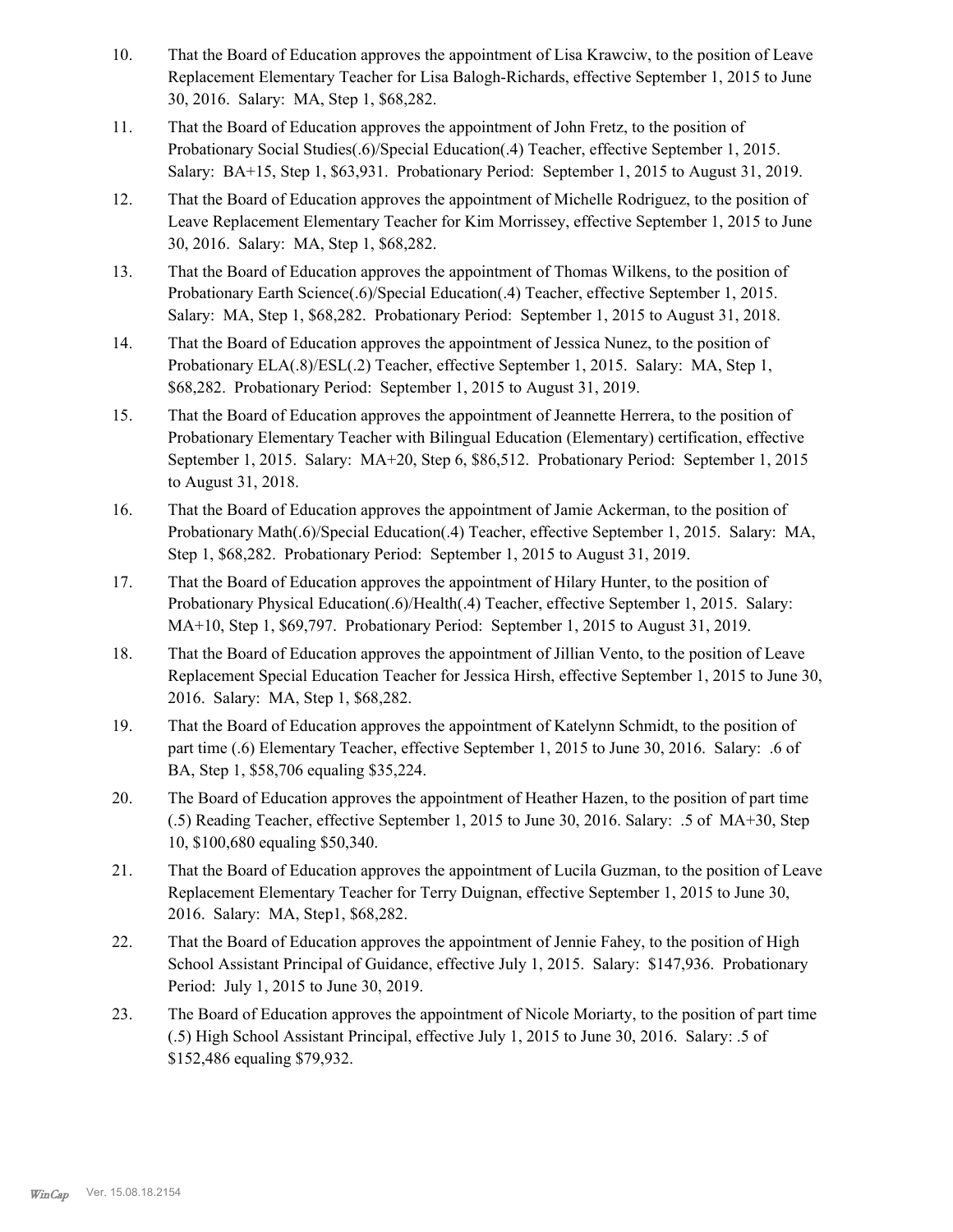10. That the Board of Education approves the appointment of Lisa Krawciw, to the position of Leave Replacement Elementary Teacher for Lisa Balogh-Richards, effective September 1, 2015 to June 30, 2016. Salary: MA, Step 1, $68,282.

11. That the Board of Education approves the appointment of John Fretz, to the position of Probationary Social Studies(.6)/Special Education(.4) Teacher, effective September 1, 2015. Salary: BA+15, Step 1, $63,931. Probationary Period: September 1, 2015 to August 31, 2019.

12. That the Board of Education approves the appointment of Michelle Rodriguez, to the position of Leave Replacement Elementary Teacher for Kim Morrissey, effective September 1, 2015 to June 30, 2016. Salary: MA, Step 1, $68,282.

13. That the Board of Education approves the appointment of Thomas Wilkens, to the position of Probationary Earth Science(.6)/Special Education(.4) Teacher, effective September 1, 2015. Salary: MA, Step 1, $68,282. Probationary Period: September 1, 2015 to August 31, 2018.

14. That the Board of Education approves the appointment of Jessica Nunez, to the position of Probationary ELA(.8)/ESL(.2) Teacher, effective September 1, 2015. Salary: MA, Step 1, $68,282. Probationary Period: September 1, 2015 to August 31, 2019.

15. That the Board of Education approves the appointment of Jeannette Herrera, to the position of Probationary Elementary Teacher with Bilingual Education (Elementary) certification, effective September 1, 2015. Salary: MA+20, Step 6, $86,512. Probationary Period: September 1, 2015 to August 31, 2018.

16. That the Board of Education approves the appointment of Jamie Ackerman, to the position of Probationary Math(.6)/Special Education(.4) Teacher, effective September 1, 2015. Salary: MA, Step 1, $68,282. Probationary Period: September 1, 2015 to August 31, 2019.

17. That the Board of Education approves the appointment of Hilary Hunter, to the position of Probationary Physical Education(.6)/Health(.4) Teacher, effective September 1, 2015. Salary: MA+10, Step 1, $69,797. Probationary Period: September 1, 2015 to August 31, 2019.

18. That the Board of Education approves the appointment of Jillian Vento, to the position of Leave Replacement Special Education Teacher for Jessica Hirsh, effective September 1, 2015 to June 30, 2016. Salary: MA, Step 1, $68,282.

19. That the Board of Education approves the appointment of Katelynn Schmidt, to the position of part time (.6) Elementary Teacher, effective September 1, 2015 to June 30, 2016. Salary: .6 of BA, Step 1, $58,706 equaling $35,224.

20. The Board of Education approves the appointment of Heather Hazen, to the position of part time (.5) Reading Teacher, effective September 1, 2015 to June 30, 2016. Salary: .5 of MA+30, Step 10, $100,680 equaling $50,340.

21. That the Board of Education approves the appointment of Lucila Guzman, to the position of Leave Replacement Elementary Teacher for Terry Duignan, effective September 1, 2015 to June 30, 2016. Salary: MA, Step1, $68,282.

22. That the Board of Education approves the appointment of Jennie Fahey, to the position of High School Assistant Principal of Guidance, effective July 1, 2015. Salary: $147,936. Probationary Period: July 1, 2015 to June 30, 2019.

23. The Board of Education approves the appointment of Nicole Moriarty, to the position of part time (.5) High School Assistant Principal, effective July 1, 2015 to June 30, 2016. Salary: .5 of $152,486 equaling $79,932.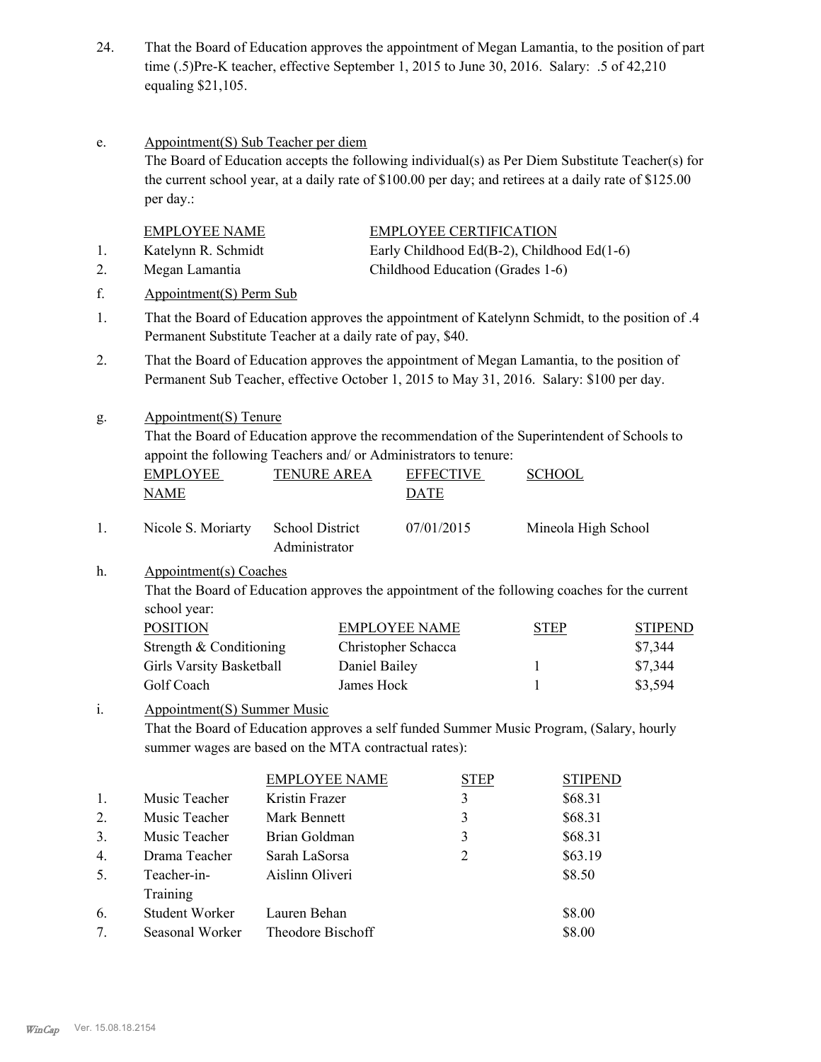24. That the Board of Education approves the appointment of Megan Lamantia, to the position of part time (.5)Pre-K teacher, effective September 1, 2015 to June 30, 2016. Salary: .5 of 42,210 equaling $21,105.

e. Appointment(S) Sub Teacher per diem

The Board of Education accepts the following individual(s) as Per Diem Substitute Teacher(s) for the current school year, at a daily rate of $100.00 per day; and retirees at a daily rate of $125.00 per day.:

| | EMPLOYEE NAME | EMPLOYEE CERTIFICATION |
|---|---|---|
| 1. | Katelynn R. Schmidt | Early Childhood Ed(B-2), Childhood Ed(1-6) |
| 2. | Megan Lamantia | Childhood Education (Grades 1-6) |

f. Appointment(S) Perm Sub

1. That the Board of Education approves the appointment of Katelynn Schmidt, to the position of .4 Permanent Substitute Teacher at a daily rate of pay, $40.
2. That the Board of Education approves the appointment of Megan Lamantia, to the position of Permanent Sub Teacher, effective October 1, 2015 to May 31, 2016. Salary: $100 per day.

g. Appointment(S) Tenure

That the Board of Education approve the recommendation of the Superintendent of Schools to appoint the following Teachers and/ or Administrators to tenure:

| | EMPLOYEE NAME | TENURE AREA | EFFECTIVE DATE | SCHOOL |
|---|---|---|---|---|
| 1. | Nicole S. Moriarty | School District Administrator | 07/01/2015 | Mineola High School |

h. Appointment(s) Coaches

That the Board of Education approves the appointment of the following coaches for the current school year:

| POSITION | EMPLOYEE NAME | STEP | STIPEND |
|---|---|---|---|
| Strength & Conditioning | Christopher Schacca | | $7,344 |
| Girls Varsity Basketball | Daniel Bailey | 1 | $7,344 |
| Golf Coach | James Hock | 1 | $3,594 |

i. Appointment(S) Summer Music

That the Board of Education approves a self funded Summer Music Program, (Salary, hourly summer wages are based on the MTA contractual rates):

| | | EMPLOYEE NAME | STEP | STIPEND |
|---|---|---|---|---|
| 1. | Music Teacher | Kristin Frazer | 3 | $68.31 |
| 2. | Music Teacher | Mark Bennett | 3 | $68.31 |
| 3. | Music Teacher | Brian Goldman | 3 | $68.31 |
| 4. | Drama Teacher | Sarah LaSorsa | 2 | $63.19 |
| 5. | Teacher-in-Training | Aislinn Oliveri | | $8.50 |
| 6. | Student Worker | Lauren Behan | | $8.00 |
| 7. | Seasonal Worker | Theodore Bischoff | | $8.00 |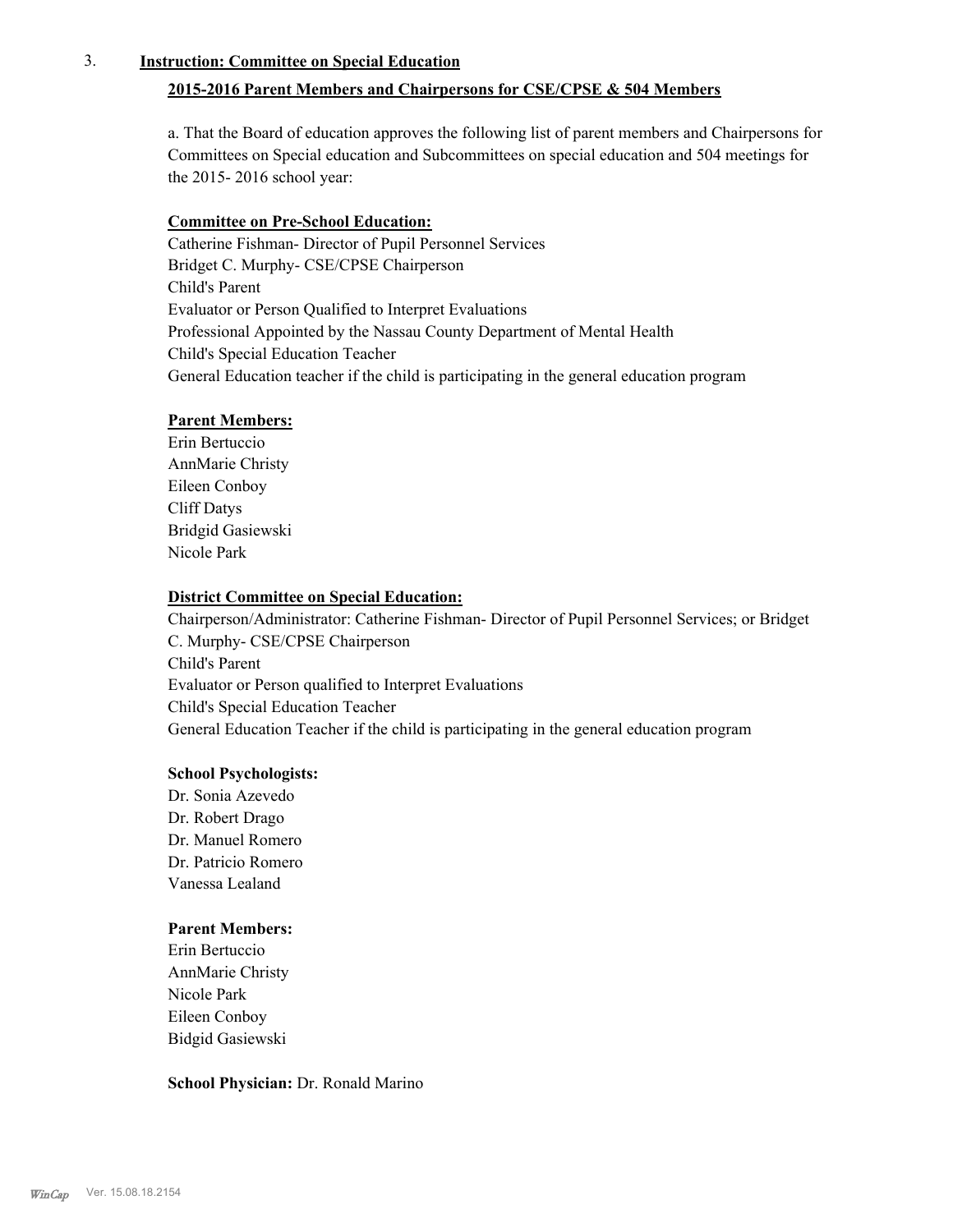3. **Instruction: Committee on Special Education**

**2015-2016 Parent Members and Chairpersons for CSE/CPSE & 504 Members**

a. That the Board of education approves the following list of parent members and Chairpersons for Committees on Special education and Subcommittees on special education and 504 meetings for the 2015- 2016 school year:

**Committee on Pre-School Education:**

Catherine Fishman- Director of Pupil Personnel Services
Bridget C. Murphy- CSE/CPSE Chairperson
Child's Parent
Evaluator or Person Qualified to Interpret Evaluations
Professional Appointed by the Nassau County Department of Mental Health
Child's Special Education Teacher
General Education teacher if the child is participating in the general education program

**Parent Members:**

Erin Bertuccio
AnnMarie Christy
Eileen Conboy
Cliff Datys
Bridgid Gasiewski
Nicole Park

**District Committee on Special Education:**

Chairperson/Administrator: Catherine Fishman- Director of Pupil Personnel Services; or Bridget C. Murphy- CSE/CPSE Chairperson
Child's Parent
Evaluator or Person qualified to Interpret Evaluations
Child's Special Education Teacher
General Education Teacher if the child is participating in the general education program

**School Psychologists:**

Dr. Sonia Azevedo
Dr. Robert Drago
Dr. Manuel Romero
Dr. Patricio Romero
Vanessa Lealand

**Parent Members:**

Erin Bertuccio
AnnMarie Christy
Nicole Park
Eileen Conboy
Bidgid Gasiewski

**School Physician:** Dr. Ronald Marino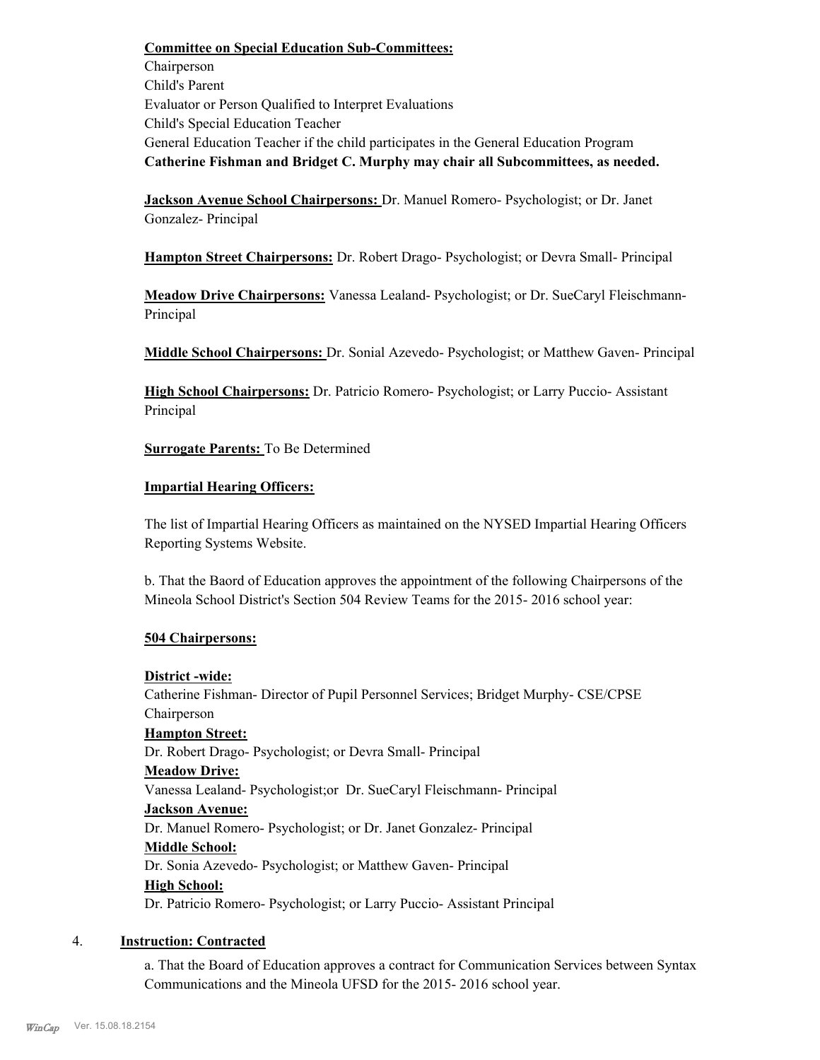**Committee on Special Education Sub-Committees:**
Chairperson
Child's Parent
Evaluator or Person Qualified to Interpret Evaluations
Child's Special Education Teacher
General Education Teacher if the child participates in the General Education Program
**Catherine Fishman and Bridget C. Murphy may chair all Subcommittees, as needed.**

**Jackson Avenue School Chairpersons:** Dr. Manuel Romero- Psychologist; or Dr. Janet Gonzalez- Principal

**Hampton Street Chairpersons:** Dr. Robert Drago- Psychologist; or Devra Small- Principal

**Meadow Drive Chairpersons:** Vanessa Lealand- Psychologist; or Dr. SueCaryl Fleischmann- Principal

**Middle School Chairpersons:** Dr. Sonial Azevedo- Psychologist; or Matthew Gaven- Principal

**High School Chairpersons:** Dr. Patricio Romero- Psychologist; or Larry Puccio- Assistant Principal

**Surrogate Parents:** To Be Determined

**Impartial Hearing Officers:**

The list of Impartial Hearing Officers as maintained on the NYSED Impartial Hearing Officers Reporting Systems Website.

b. That the Baord of Education approves the appointment of the following Chairpersons of the Mineola School District's Section 504 Review Teams for the 2015- 2016 school year:

**504 Chairpersons:**

**District -wide:**
Catherine Fishman- Director of Pupil Personnel Services; Bridget Murphy- CSE/CPSE Chairperson
**Hampton Street:**
Dr. Robert Drago- Psychologist; or Devra Small- Principal
**Meadow Drive:**
Vanessa Lealand- Psychologist;or Dr. SueCaryl Fleischmann- Principal
**Jackson Avenue:**
Dr. Manuel Romero- Psychologist; or Dr. Janet Gonzalez- Principal
**Middle School:**
Dr. Sonia Azevedo- Psychologist; or Matthew Gaven- Principal
**High School:**
Dr. Patricio Romero- Psychologist; or Larry Puccio- Assistant Principal

4. **Instruction: Contracted**

a. That the Board of Education approves a contract for Communication Services between Syntax Communications and the Mineola UFSD for the 2015- 2016 school year.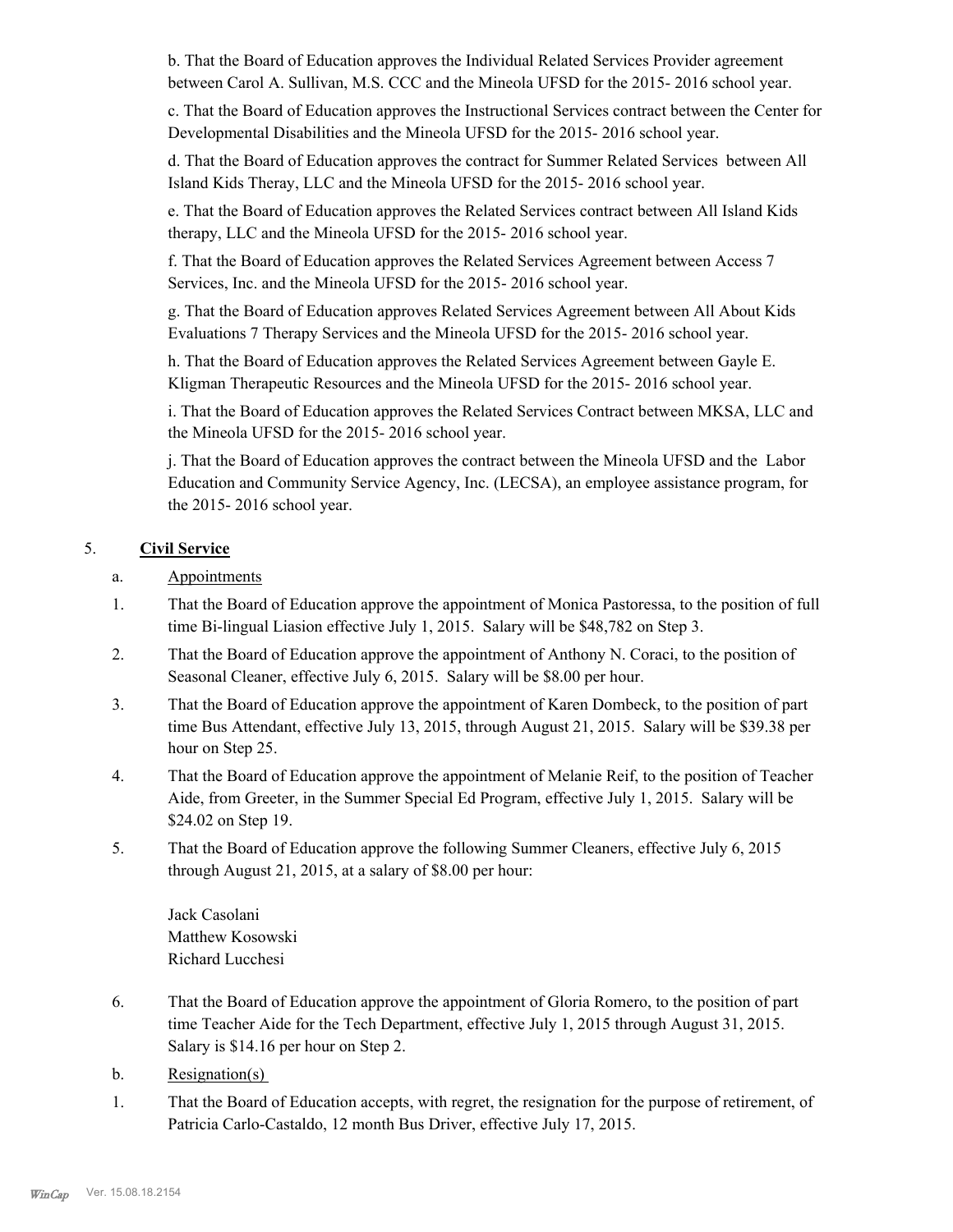b. That the Board of Education approves the Individual Related Services Provider agreement between Carol A. Sullivan, M.S. CCC and the Mineola UFSD for the 2015- 2016 school year.

c. That the Board of Education approves the Instructional Services contract between the Center for Developmental Disabilities and the Mineola UFSD for the 2015- 2016 school year.

d. That the Board of Education approves the contract for Summer Related Services between All Island Kids Theray, LLC and the Mineola UFSD for the 2015- 2016 school year.

e. That the Board of Education approves the Related Services contract between All Island Kids therapy, LLC and the Mineola UFSD for the 2015- 2016 school year.

f. That the Board of Education approves the Related Services Agreement between Access 7 Services, Inc. and the Mineola UFSD for the 2015- 2016 school year.

g. That the Board of Education approves Related Services Agreement between All About Kids Evaluations 7 Therapy Services and the Mineola UFSD for the 2015- 2016 school year.

h. That the Board of Education approves the Related Services Agreement between Gayle E. Kligman Therapeutic Resources and the Mineola UFSD for the 2015- 2016 school year.

i. That the Board of Education approves the Related Services Contract between MKSA, LLC and the Mineola UFSD for the 2015- 2016 school year.

j. That the Board of Education approves the contract between the Mineola UFSD and the Labor Education and Community Service Agency, Inc. (LECSA), an employee assistance program, for the 2015- 2016 school year.

5. **Civil Service**

a. Appointments

1. That the Board of Education approve the appointment of Monica Pastoressa, to the position of full time Bi-lingual Liasion effective July 1, 2015. Salary will be $48,782 on Step 3.

2. That the Board of Education approve the appointment of Anthony N. Coraci, to the position of Seasonal Cleaner, effective July 6, 2015. Salary will be $8.00 per hour.

3. That the Board of Education approve the appointment of Karen Dombeck, to the position of part time Bus Attendant, effective July 13, 2015, through August 21, 2015. Salary will be $39.38 per hour on Step 25.

4. That the Board of Education approve the appointment of Melanie Reif, to the position of Teacher Aide, from Greeter, in the Summer Special Ed Program, effective July 1, 2015. Salary will be $24.02 on Step 19.

5. That the Board of Education approve the following Summer Cleaners, effective July 6, 2015 through August 21, 2015, at a salary of $8.00 per hour:

   Jack Casolani
   Matthew Kosowski
   Richard Lucchesi

6. That the Board of Education approve the appointment of Gloria Romero, to the position of part time Teacher Aide for the Tech Department, effective July 1, 2015 through August 31, 2015. Salary is $14.16 per hour on Step 2.

b. Resignation(s)

1. That the Board of Education accepts, with regret, the resignation for the purpose of retirement, of Patricia Carlo-Castaldo, 12 month Bus Driver, effective July 17, 2015.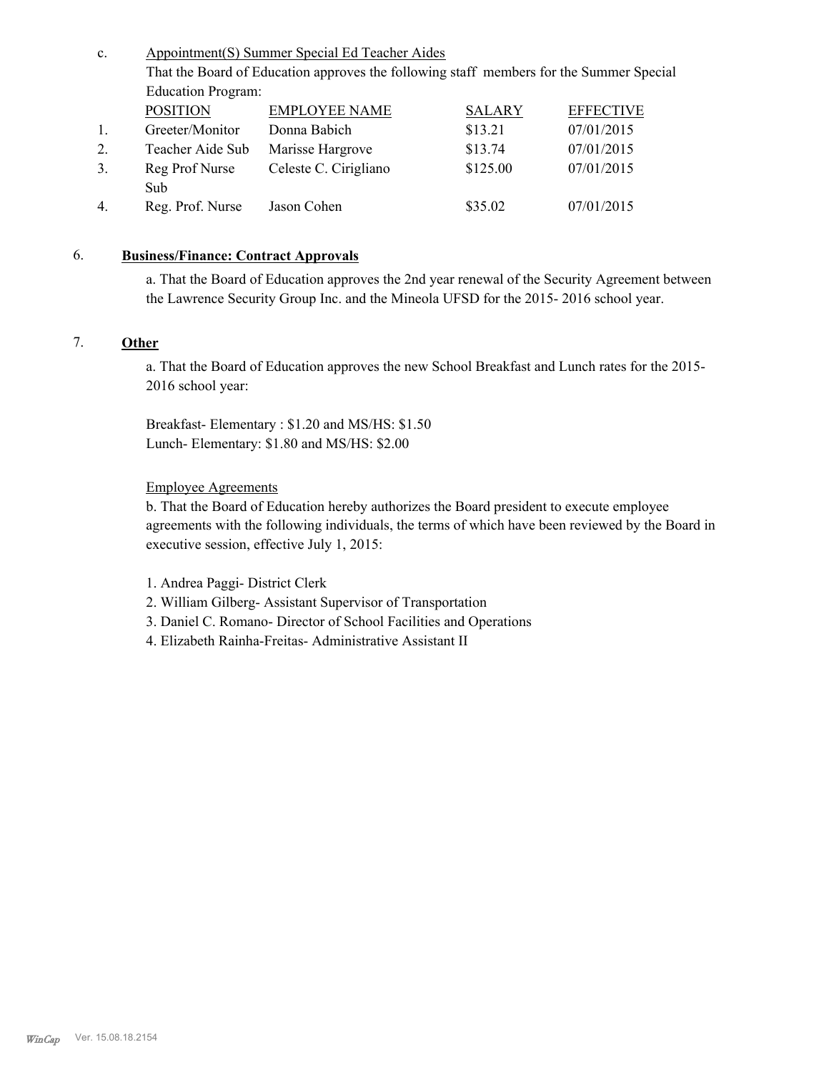c. Appointment(S) Summer Special Ed Teacher Aides

That the Board of Education approves the following staff members for the Summer Special Education Program:

| | POSITION | EMPLOYEE NAME | SALARY | EFFECTIVE |
|---|---|---|---|---|
| 1. | Greeter/Monitor | Donna Babich | $13.21 | 07/01/2015 |
| 2. | Teacher Aide Sub | Marisse Hargrove | $13.74 | 07/01/2015 |
| 3. | Reg Prof Nurse Sub | Celeste C. Cirigliano | $125.00 | 07/01/2015 |
| 4. | Reg. Prof. Nurse | Jason Cohen | $35.02 | 07/01/2015 |

6. **Business/Finance: Contract Approvals**

a. That the Board of Education approves the 2nd year renewal of the Security Agreement between the Lawrence Security Group Inc. and the Mineola UFSD for the 2015- 2016 school year.

7. **Other**

a. That the Board of Education approves the new School Breakfast and Lunch rates for the 2015-2016 school year:

Breakfast- Elementary : $1.20 and MS/HS: $1.50
Lunch- Elementary: $1.80 and MS/HS: $2.00

Employee Agreements

b. That the Board of Education hereby authorizes the Board president to execute employee agreements with the following individuals, the terms of which have been reviewed by the Board in executive session, effective July 1, 2015:

1. Andrea Paggi- District Clerk
2. William Gilberg- Assistant Supervisor of Transportation
3. Daniel C. Romano- Director of School Facilities and Operations
4. Elizabeth Rainha-Freitas- Administrative Assistant II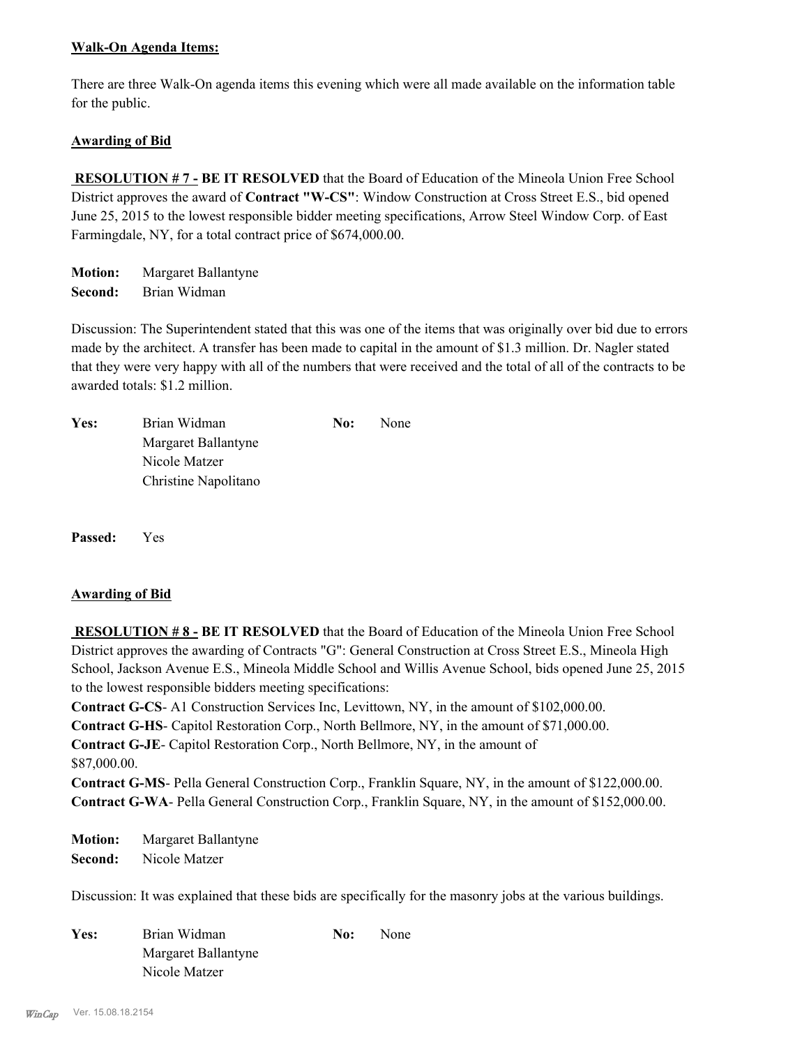**Walk-On Agenda Items:**

There are three Walk-On agenda items this evening which were all made available on the information table for the public.

**Awarding of Bid**

**RESOLUTION # 7 - BE IT RESOLVED** that the Board of Education of the Mineola Union Free School District approves the award of **Contract "W-CS"**: Window Construction at Cross Street E.S., bid opened June 25, 2015 to the lowest responsible bidder meeting specifications, Arrow Steel Window Corp. of East Farmingdale, NY, for a total contract price of $674,000.00.

**Motion:** Margaret Ballantyne
**Second:** Brian Widman

Discussion: The Superintendent stated that this was one of the items that was originally over bid due to errors made by the architect. A transfer has been made to capital in the amount of $1.3 million. Dr. Nagler stated that they were very happy with all of the numbers that were received and the total of all of the contracts to be awarded totals: $1.2 million.

**Yes:** Brian Widman
Margaret Ballantyne
Nicole Matzer
Christine Napolitano

**No:** None

**Passed:** Yes

**Awarding of Bid**

**RESOLUTION # 8 - BE IT RESOLVED** that the Board of Education of the Mineola Union Free School District approves the awarding of Contracts "G": General Construction at Cross Street E.S., Mineola High School, Jackson Avenue E.S., Mineola Middle School and Willis Avenue School, bids opened June 25, 2015 to the lowest responsible bidders meeting specifications:
**Contract G-CS**- A1 Construction Services Inc, Levittown, NY, in the amount of $102,000.00.
**Contract G-HS**- Capitol Restoration Corp., North Bellmore, NY, in the amount of $71,000.00.
**Contract G-JE**- Capitol Restoration Corp., North Bellmore, NY, in the amount of $87,000.00.
**Contract G-MS**- Pella General Construction Corp., Franklin Square, NY, in the amount of $122,000.00.
**Contract G-WA**- Pella General Construction Corp., Franklin Square, NY, in the amount of $152,000.00.

**Motion:** Margaret Ballantyne
**Second:** Nicole Matzer

Discussion: It was explained that these bids are specifically for the masonry jobs at the various buildings.

**Yes:** Brian Widman
Margaret Ballantyne
Nicole Matzer

**No:** None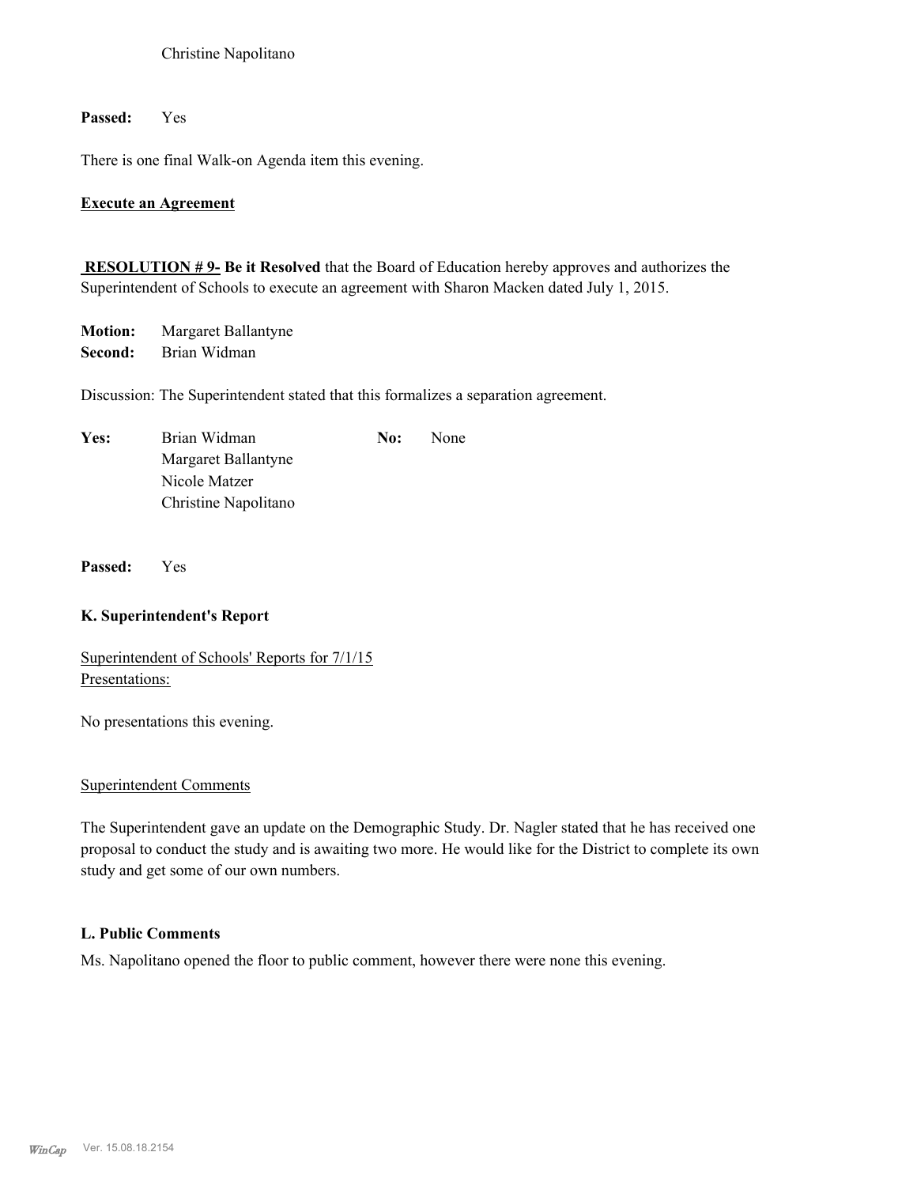Christine Napolitano

**Passed:** Yes

There is one final Walk-on Agenda item this evening.

**Execute an Agreement**

**RESOLUTION # 9- Be it Resolved** that the Board of Education hereby approves and authorizes the Superintendent of Schools to execute an agreement with Sharon Macken dated July 1, 2015.

**Motion:** Margaret Ballantyne
**Second:** Brian Widman

Discussion: The Superintendent stated that this formalizes a separation agreement.

**Yes:** Brian Widman
Margaret Ballantyne
Nicole Matzer
Christine Napolitano

**No:** None

**Passed:** Yes

### K. Superintendent's Report

Superintendent of Schools' Reports for 7/1/15
Presentations:

No presentations this evening.

Superintendent Comments

The Superintendent gave an update on the Demographic Study. Dr. Nagler stated that he has received one proposal to conduct the study and is awaiting two more. He would like for the District to complete its own study and get some of our own numbers.

### L. Public Comments

Ms. Napolitano opened the floor to public comment, however there were none this evening.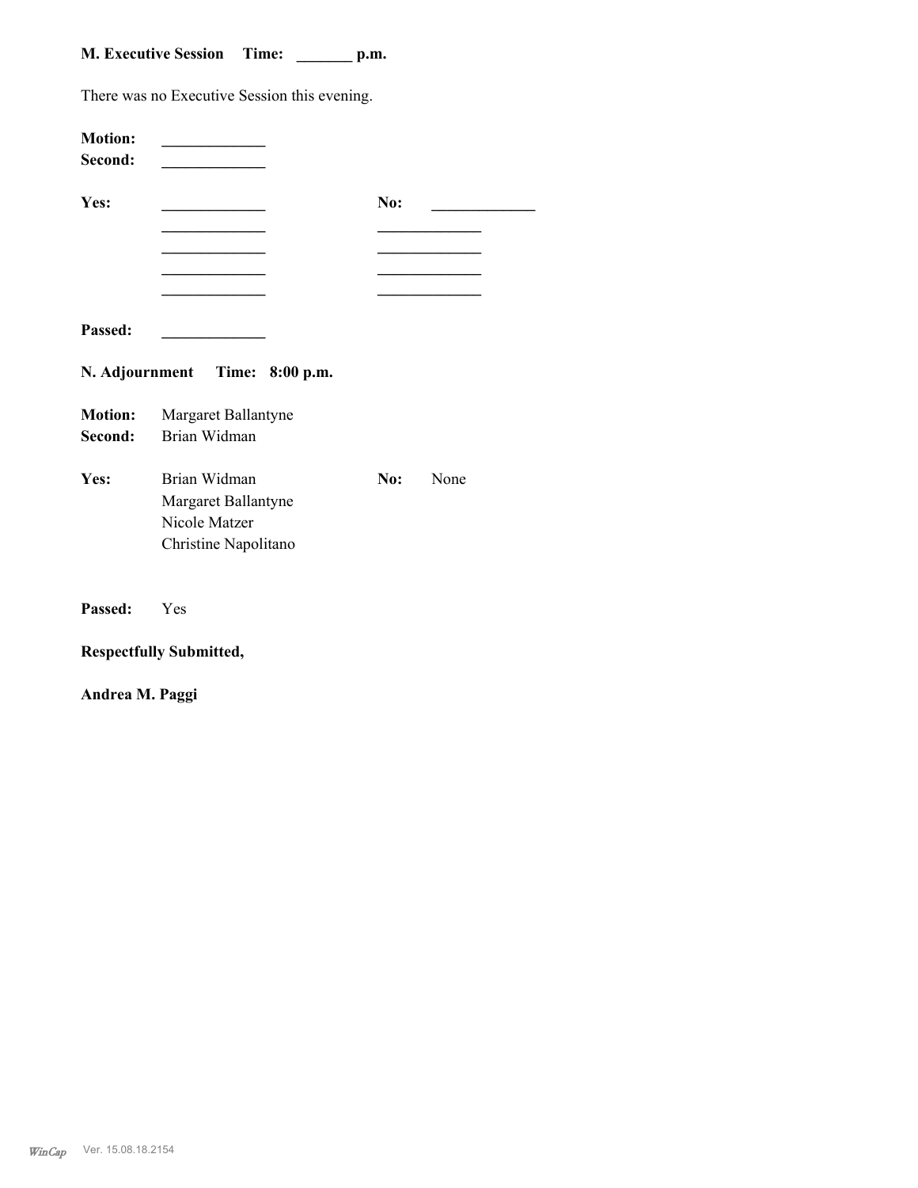**M. Executive Session Time: _______ p.m.**

There was no Executive Session this evening.

**Motion:** _____________
**Second:** _____________

**Yes:** _____________ **No:** _____________
_____________ _____________
_____________ _____________
_____________ _____________
_____________ _____________

**Passed:** _____________

**N. Adjournment Time: 8:00 p.m.**

**Motion:** Margaret Ballantyne
**Second:** Brian Widman

**Yes:** Brian Widman **No:** None
Margaret Ballantyne
Nicole Matzer
Christine Napolitano

**Passed:** Yes

**Respectfully Submitted,**

**Andrea M. Paggi**